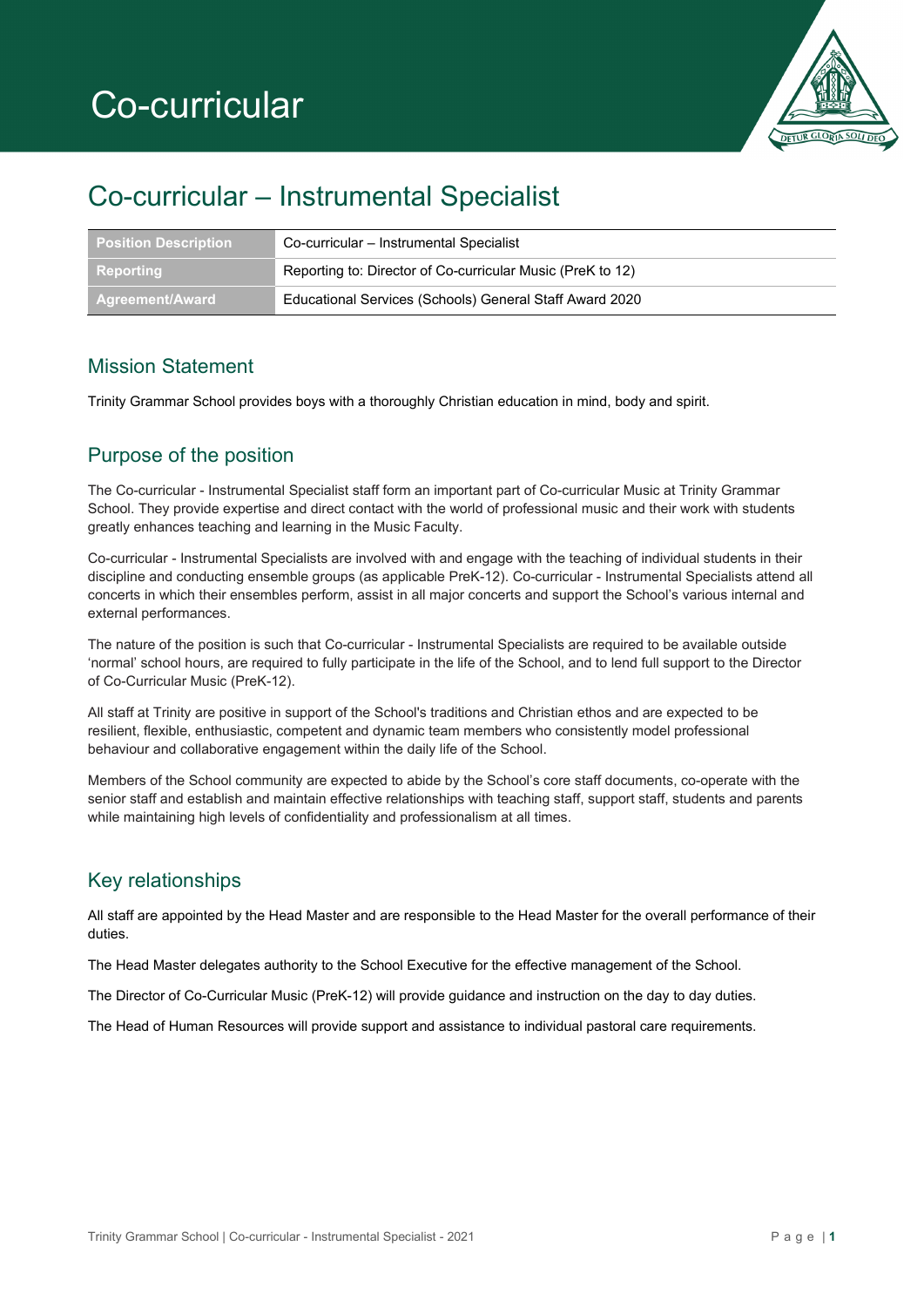# Co-curricular

## Co-curricular – Instrumental Specialist

| Position Description | Co-curricular – Instrumental Specialist |
| --- | --- |
| Reporting | Reporting to: Director of Co-curricular Music (PreK to 12) |
| Agreement/Award | Educational Services (Schools) General Staff Award 2020 |

### Mission Statement

Trinity Grammar School provides boys with a thoroughly Christian education in mind, body and spirit.

### Purpose of the position

The Co-curricular - Instrumental Specialist staff form an important part of Co-curricular Music at Trinity Grammar School. They provide expertise and direct contact with the world of professional music and their work with students greatly enhances teaching and learning in the Music Faculty.

Co-curricular - Instrumental Specialists are involved with and engage with the teaching of individual students in their discipline and conducting ensemble groups (as applicable PreK-12). Co-curricular - Instrumental Specialists attend all concerts in which their ensembles perform, assist in all major concerts and support the School's various internal and external performances.

The nature of the position is such that Co-curricular - Instrumental Specialists are required to be available outside 'normal' school hours, are required to fully participate in the life of the School, and to lend full support to the Director of Co-Curricular Music (PreK-12).

All staff at Trinity are positive in support of the School's traditions and Christian ethos and are expected to be resilient, flexible, enthusiastic, competent and dynamic team members who consistently model professional behaviour and collaborative engagement within the daily life of the School.

Members of the School community are expected to abide by the School's core staff documents, co-operate with the senior staff and establish and maintain effective relationships with teaching staff, support staff, students and parents while maintaining high levels of confidentiality and professionalism at all times.

### Key relationships

All staff are appointed by the Head Master and are responsible to the Head Master for the overall performance of their duties.

The Head Master delegates authority to the School Executive for the effective management of the School.

The Director of Co-Curricular Music (PreK-12) will provide guidance and instruction on the day to day duties.

The Head of Human Resources will provide support and assistance to individual pastoral care requirements.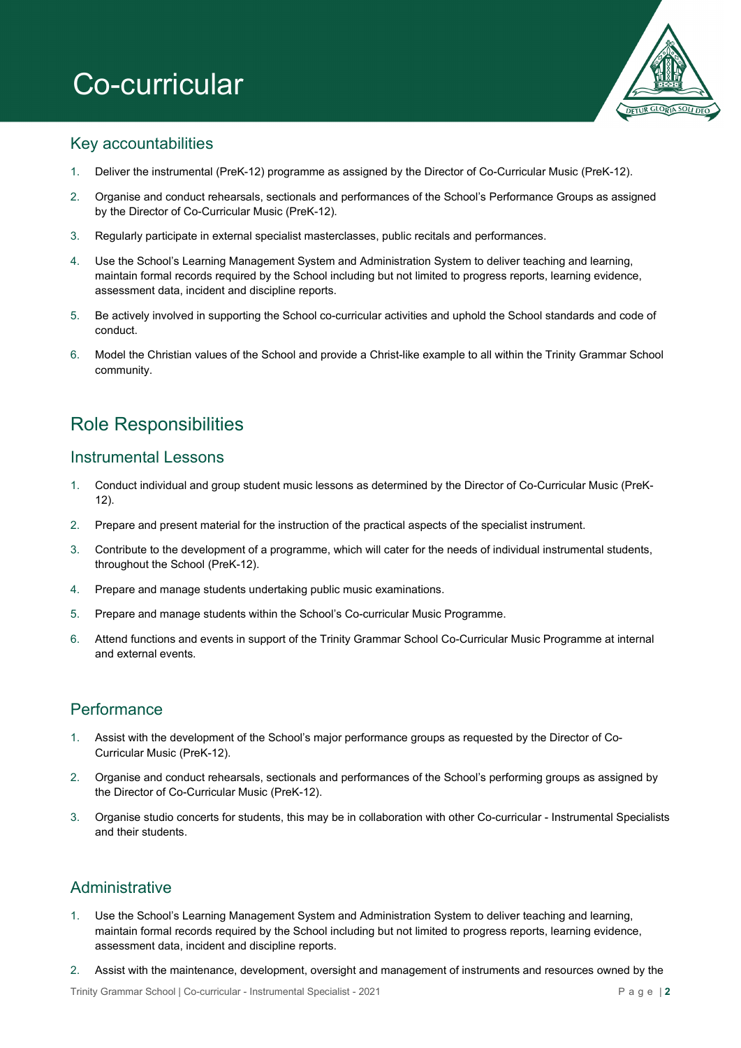# Co-curricular

## Key accountabilities

1. Deliver the instrumental (PreK-12) programme as assigned by the Director of Co-Curricular Music (PreK-12).
2. Organise and conduct rehearsals, sectionals and performances of the School's Performance Groups as assigned by the Director of Co-Curricular Music (PreK-12).
3. Regularly participate in external specialist masterclasses, public recitals and performances.
4. Use the School's Learning Management System and Administration System to deliver teaching and learning, maintain formal records required by the School including but not limited to progress reports, learning evidence, assessment data, incident and discipline reports.
5. Be actively involved in supporting the School co-curricular activities and uphold the School standards and code of conduct.
6. Model the Christian values of the School and provide a Christ-like example to all within the Trinity Grammar School community.

# Role Responsibilities

## Instrumental Lessons

1. Conduct individual and group student music lessons as determined by the Director of Co-Curricular Music (PreK-12).
2. Prepare and present material for the instruction of the practical aspects of the specialist instrument.
3. Contribute to the development of a programme, which will cater for the needs of individual instrumental students, throughout the School (PreK-12).
4. Prepare and manage students undertaking public music examinations.
5. Prepare and manage students within the School's Co-curricular Music Programme.
6. Attend functions and events in support of the Trinity Grammar School Co-Curricular Music Programme at internal and external events.

## Performance

1. Assist with the development of the School's major performance groups as requested by the Director of Co-Curricular Music (PreK-12).
2. Organise and conduct rehearsals, sectionals and performances of the School's performing groups as assigned by the Director of Co-Curricular Music (PreK-12).
3. Organise studio concerts for students, this may be in collaboration with other Co-curricular - Instrumental Specialists and their students.

## Administrative

1. Use the School's Learning Management System and Administration System to deliver teaching and learning, maintain formal records required by the School including but not limited to progress reports, learning evidence, assessment data, incident and discipline reports.
2. Assist with the maintenance, development, oversight and management of instruments and resources owned by the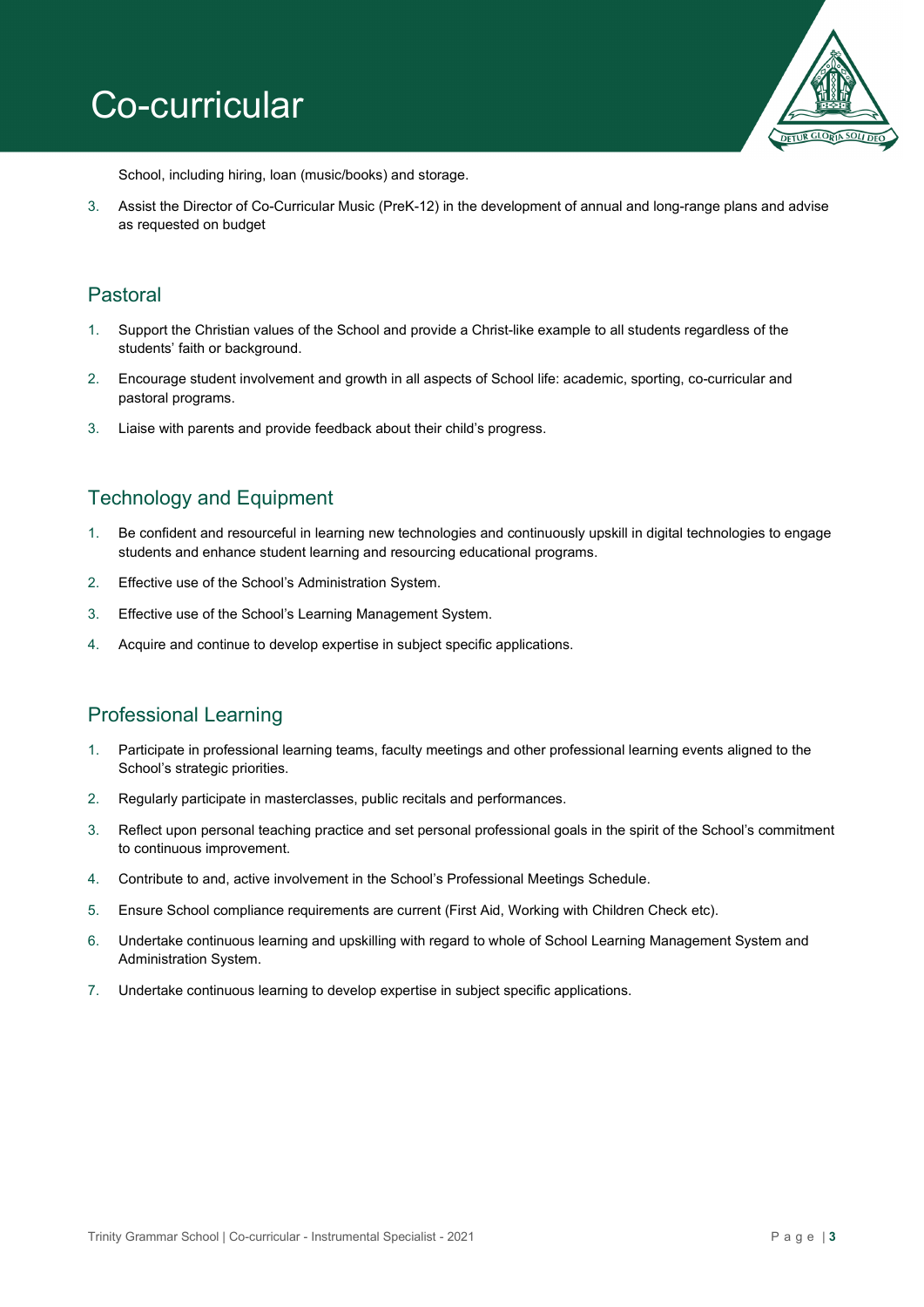School, including hiring, loan (music/books) and storage.

3. Assist the Director of Co-Curricular Music (PreK-12) in the development of annual and long-range plans and advise as requested on budget

## Pastoral

1. Support the Christian values of the School and provide a Christ-like example to all students regardless of the students' faith or background.
2. Encourage student involvement and growth in all aspects of School life: academic, sporting, co-curricular and pastoral programs.
3. Liaise with parents and provide feedback about their child's progress.

## Technology and Equipment

1. Be confident and resourceful in learning new technologies and continuously upskill in digital technologies to engage students and enhance student learning and resourcing educational programs.
2. Effective use of the School's Administration System.
3. Effective use of the School's Learning Management System.
4. Acquire and continue to develop expertise in subject specific applications.

## Professional Learning

1. Participate in professional learning teams, faculty meetings and other professional learning events aligned to the School's strategic priorities.
2. Regularly participate in masterclasses, public recitals and performances.
3. Reflect upon personal teaching practice and set personal professional goals in the spirit of the School's commitment to continuous improvement.
4. Contribute to and, active involvement in the School's Professional Meetings Schedule.
5. Ensure School compliance requirements are current (First Aid, Working with Children Check etc).
6. Undertake continuous learning and upskilling with regard to whole of School Learning Management System and Administration System.
7. Undertake continuous learning to develop expertise in subject specific applications.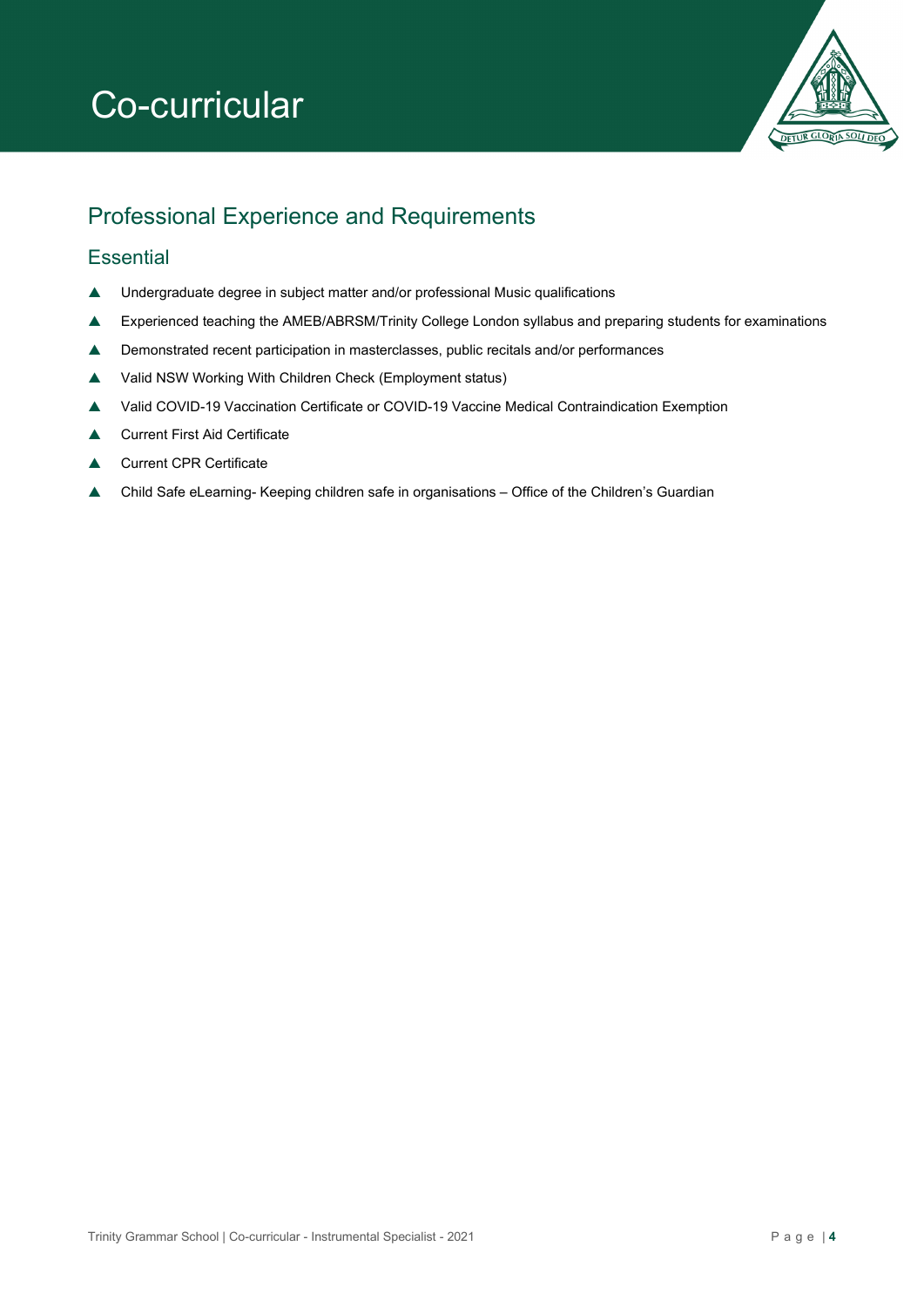# Co-curricular

## Professional Experience and Requirements

### Essential

- Undergraduate degree in subject matter and/or professional Music qualifications
- Experienced teaching the AMEB/ABRSM/Trinity College London syllabus and preparing students for examinations
- Demonstrated recent participation in masterclasses, public recitals and/or performances
- Valid NSW Working With Children Check (Employment status)
- Valid COVID-19 Vaccination Certificate or COVID-19 Vaccine Medical Contraindication Exemption
- Current First Aid Certificate
- Current CPR Certificate
- Child Safe eLearning- Keeping children safe in organisations – Office of the Children's Guardian